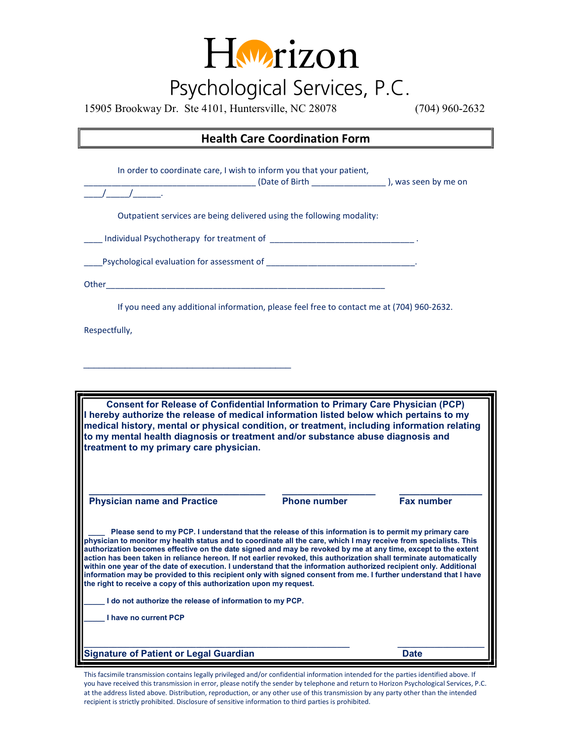# Horizon

## Psychological Services, P.C.

15905 Brookway Dr. Ste 4101, Huntersville, NC 28078 (704) 960-2632

## Health Care Coordination Form

In order to coordinate care, I wish to inform you that your patient, _____________________________________ (Date of Birth ________________ ), was seen by me on ____/_____/______.

Outpatient services are being delivered using the following modality:

____ Individual Psychotherapy for treatment of _______________________________ .

____Psychological evaluation for assessment of ________________________________.

Other_____________________________________________________________

If you need any additional information, please feel free to contact me at (704) 960-2632.

Respectfully,

_____________________________________________

**Consent for Release of Confidential Information to Primary Care Physician (PCP)**

**I hereby authorize the release of medical information listed below which pertains to my medical history, mental or physical condition, or treatment, including information relating to my mental health diagnosis or treatment and/or substance abuse diagnosis and treatment to my primary care physician.**

| _____________________________________ | ___________________ | _________________ |
|---|---|---|
| **Physician name and Practice** | **Phone number** | **Fax number** |

**____ Please send to my PCP. I understand that the release of this information is to permit my primary care physician to monitor my health status and to coordinate all the care, which I may receive from specialists. This authorization becomes effective on the date signed and may be revoked by me at any time, except to the extent action has been taken in reliance hereon. If not earlier revoked, this authorization shall terminate automatically within one year of the date of execution. I understand that the information authorized recipient only. Additional information may be provided to this recipient only with signed consent from me. I further understand that I have the right to receive a copy of this authorization upon my request.**

**_____ I do not authorize the release of information to my PCP.**

**_____ I have no current PCP**

| ________________________________________________________ | __________________ |
|---|---|
| **Signature of Patient or Legal Guardian** | **Date** |

This facsimile transmission contains legally privileged and/or confidential information intended for the parties identified above. If you have received this transmission in error, please notify the sender by telephone and return to Horizon Psychological Services, P.C. at the address listed above. Distribution, reproduction, or any other use of this transmission by any party other than the intended recipient is strictly prohibited. Disclosure of sensitive information to third parties is prohibited.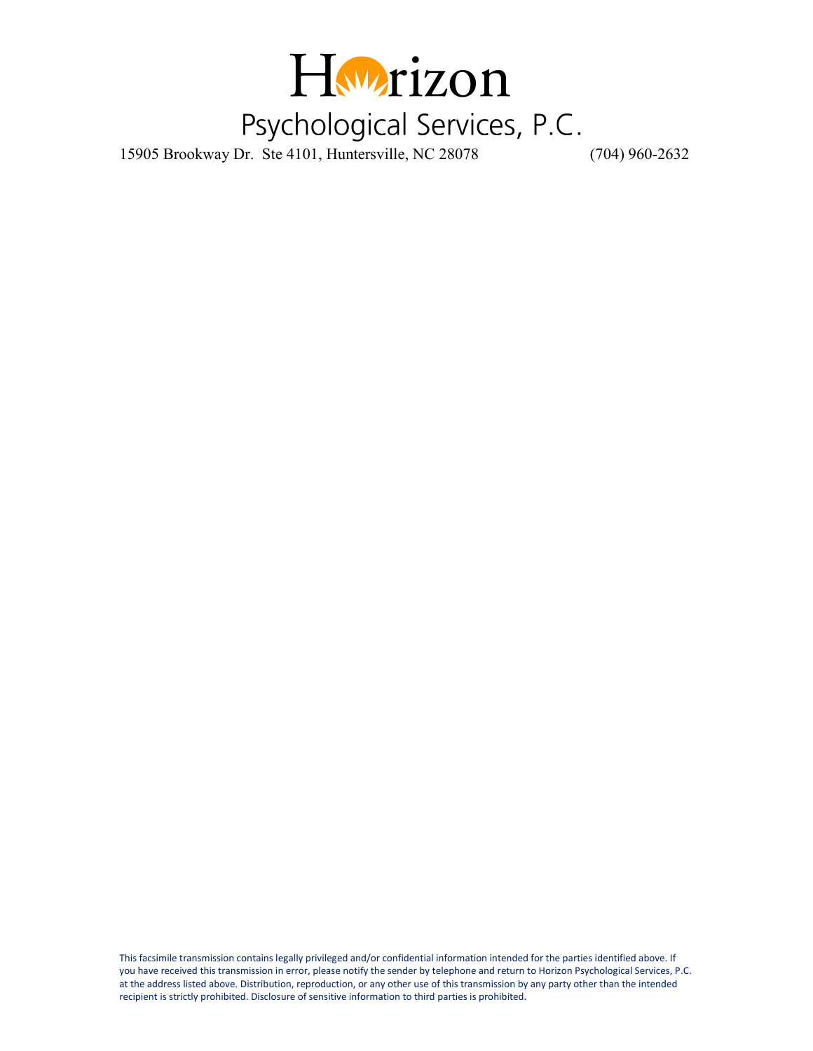# Horizon

Psychological Services, P.C.

15905 Brookway Dr. Ste 4101, Huntersville, NC 28078 (704) 960-2632

This facsimile transmission contains legally privileged and/or confidential information intended for the parties identified above. If you have received this transmission in error, please notify the sender by telephone and return to Horizon Psychological Services, P.C. at the address listed above. Distribution, reproduction, or any other use of this transmission by any party other than the intended recipient is strictly prohibited. Disclosure of sensitive information to third parties is prohibited.